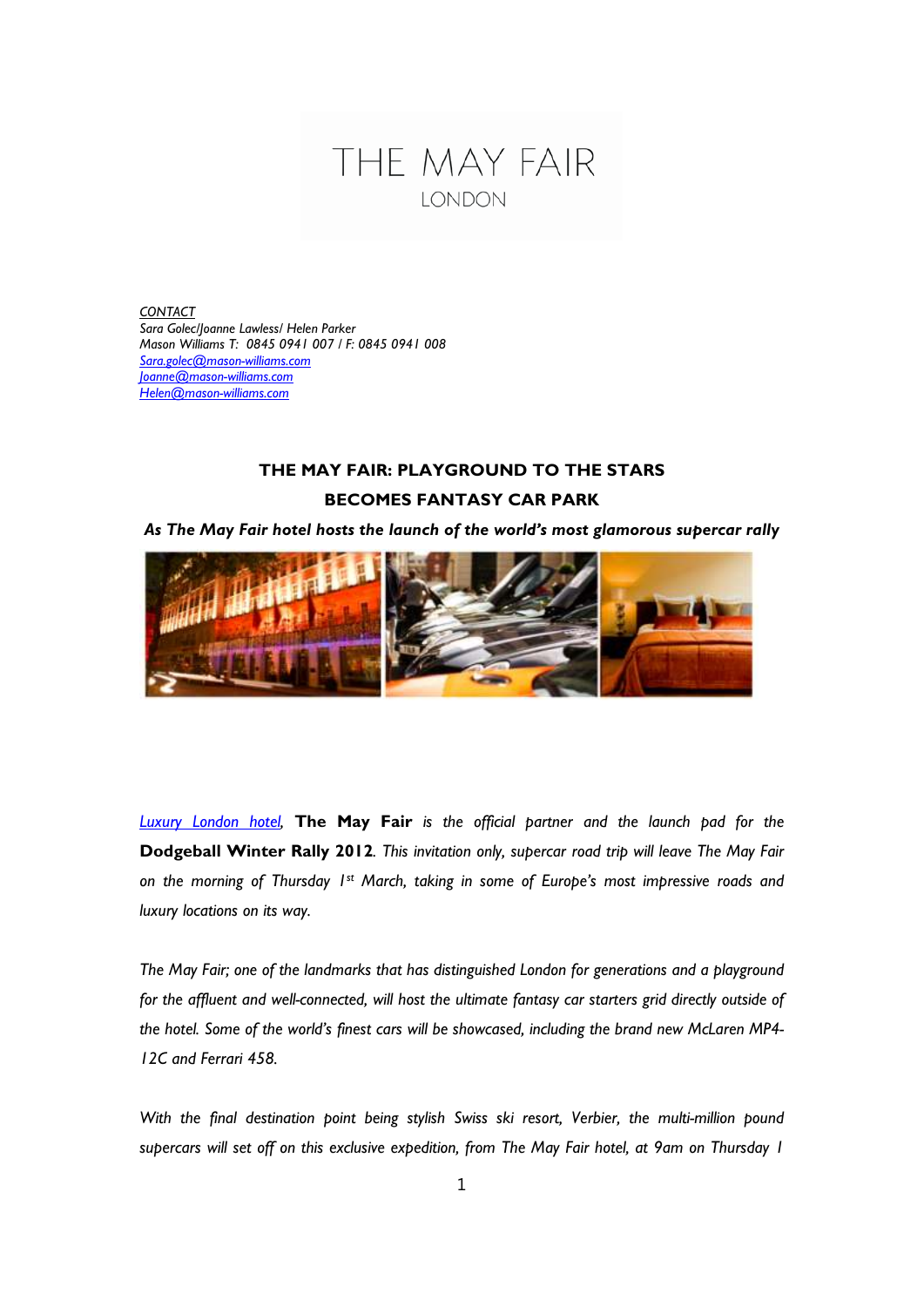THE MAY FAIR
LONDON

*CONTACT*
*Sara Golec/Joanne Lawless/ Helen Parker*
*Mason Williams T: 0845 0941 007 / F: 0845 0941 008*
*Sara.golec@mason-williams.com*
*Joanne@mason-williams.com*
*Helen@mason-williams.com*

# THE MAY FAIR: PLAYGROUND TO THE STARS
# BECOMES FANTASY CAR PARK

***As The May Fair hotel hosts the launch of the world's most glamorous supercar rally***

*Luxury London hotel,* **The May Fair** *is the official partner and the launch pad for the* **Dodgeball Winter Rally 2012***. This invitation only, supercar road trip will leave The May Fair on the morning of Thursday 1st March, taking in some of Europe's most impressive roads and luxury locations on its way.*

*The May Fair; one of the landmarks that has distinguished London for generations and a playground for the affluent and well-connected, will host the ultimate fantasy car starters grid directly outside of the hotel. Some of the world's finest cars will be showcased, including the brand new McLaren MP4-12C and Ferrari 458.*

*With the final destination point being stylish Swiss ski resort, Verbier, the multi-million pound supercars will set off on this exclusive expedition, from The May Fair hotel, at 9am on Thursday 1*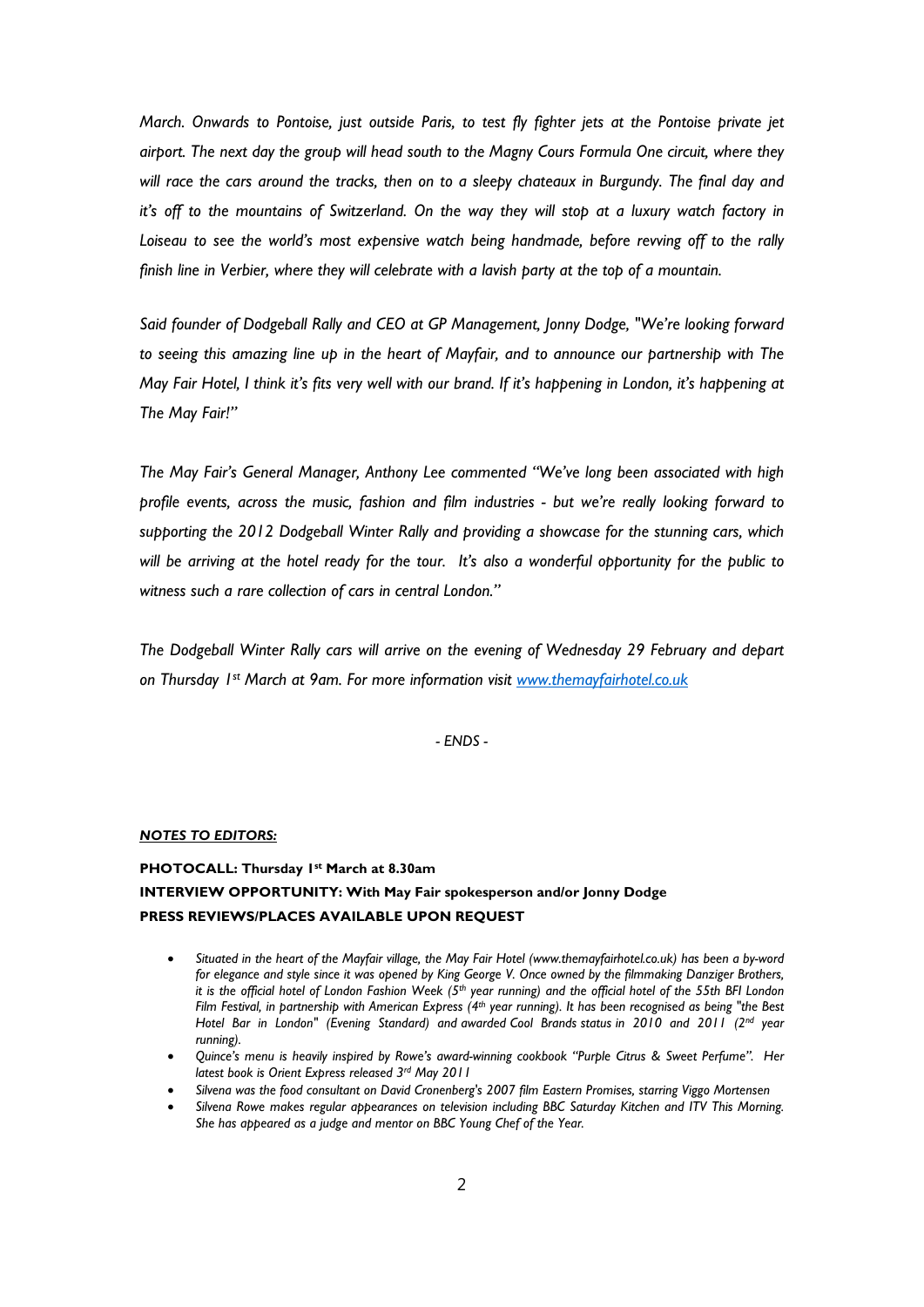*March. Onwards to Pontoise, just outside Paris, to test fly fighter jets at the Pontoise private jet airport. The next day the group will head south to the Magny Cours Formula One circuit, where they will race the cars around the tracks, then on to a sleepy chateaux in Burgundy. The final day and it's off to the mountains of Switzerland. On the way they will stop at a luxury watch factory in Loiseau to see the world's most expensive watch being handmade, before revving off to the rally finish line in Verbier, where they will celebrate with a lavish party at the top of a mountain.*

*Said founder of Dodgeball Rally and CEO at GP Management, Jonny Dodge, "We're looking forward to seeing this amazing line up in the heart of Mayfair, and to announce our partnership with The May Fair Hotel, I think it's fits very well with our brand. If it's happening in London, it's happening at The May Fair!"*

*The May Fair's General Manager, Anthony Lee commented "We've long been associated with high profile events, across the music, fashion and film industries - but we're really looking forward to supporting the 2012 Dodgeball Winter Rally and providing a showcase for the stunning cars, which will be arriving at the hotel ready for the tour. It's also a wonderful opportunity for the public to witness such a rare collection of cars in central London."*

*The Dodgeball Winter Rally cars will arrive on the evening of Wednesday 29 February and depart on Thursday 1st March at 9am. For more information visit [www.themayfairhotel.co.uk](www.themayfairhotel.co.uk)*

*- ENDS -*

***NOTES TO EDITORS:***

**PHOTOCALL: Thursday 1st March at 8.30am**
**INTERVIEW OPPORTUNITY: With May Fair spokesperson and/or Jonny Dodge**
**PRESS REVIEWS/PLACES AVAILABLE UPON REQUEST**

- *Situated in the heart of the Mayfair village, the May Fair Hotel (www.themayfairhotel.co.uk) has been a by-word for elegance and style since it was opened by King George V. Once owned by the filmmaking Danziger Brothers, it is the official hotel of London Fashion Week (5th year running) and the official hotel of the 55th BFI London Film Festival, in partnership with American Express (4th year running). It has been recognised as being "the Best Hotel Bar in London" (Evening Standard) and awarded Cool Brands status in 2010 and 2011 (2nd year running).*
- *Quince's menu is heavily inspired by Rowe's award-winning cookbook "Purple Citrus & Sweet Perfume". Her latest book is Orient Express released 3rd May 2011*
- *Silvena was the food consultant on David Cronenberg's 2007 film Eastern Promises, starring Viggo Mortensen*
- *Silvena Rowe makes regular appearances on television including BBC Saturday Kitchen and ITV This Morning. She has appeared as a judge and mentor on BBC Young Chef of the Year.*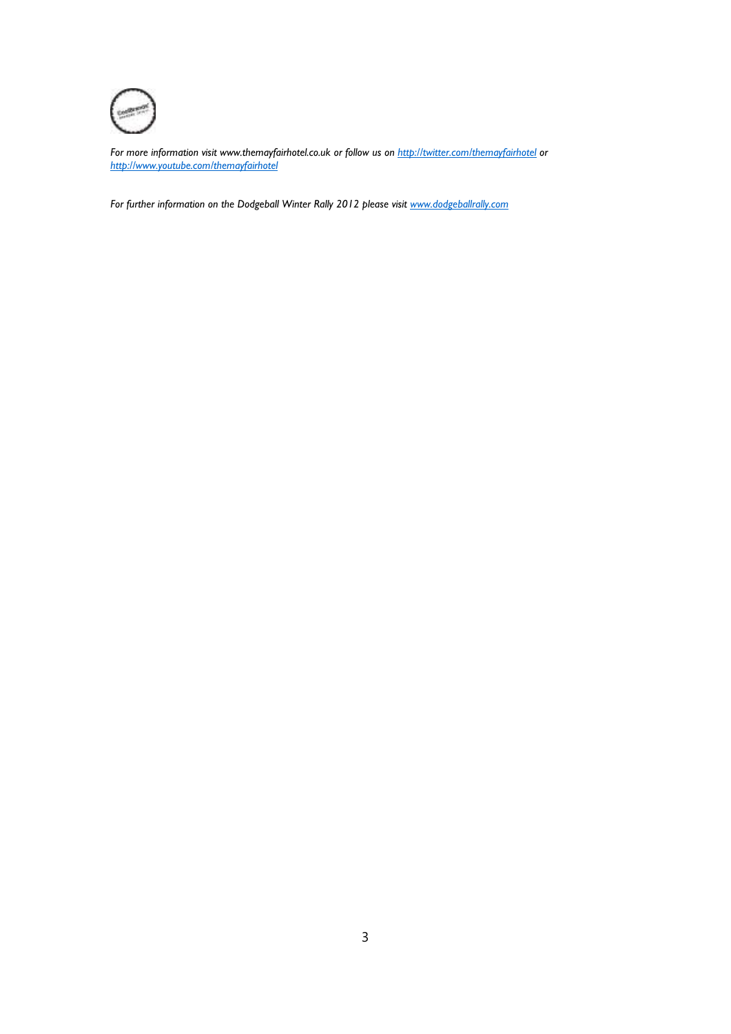*For more information visit www.themayfairhotel.co.uk or follow us on [http://twitter.com/themayfairhotel](http://twitter.com/themayfairhotel) or [http://www.youtube.com/themayfairhotel](http://www.youtube.com/themayfairhotel)*

*For further information on the Dodgeball Winter Rally 2012 please visit [www.dodgeballrally.com](http://www.dodgeballrally.com)*